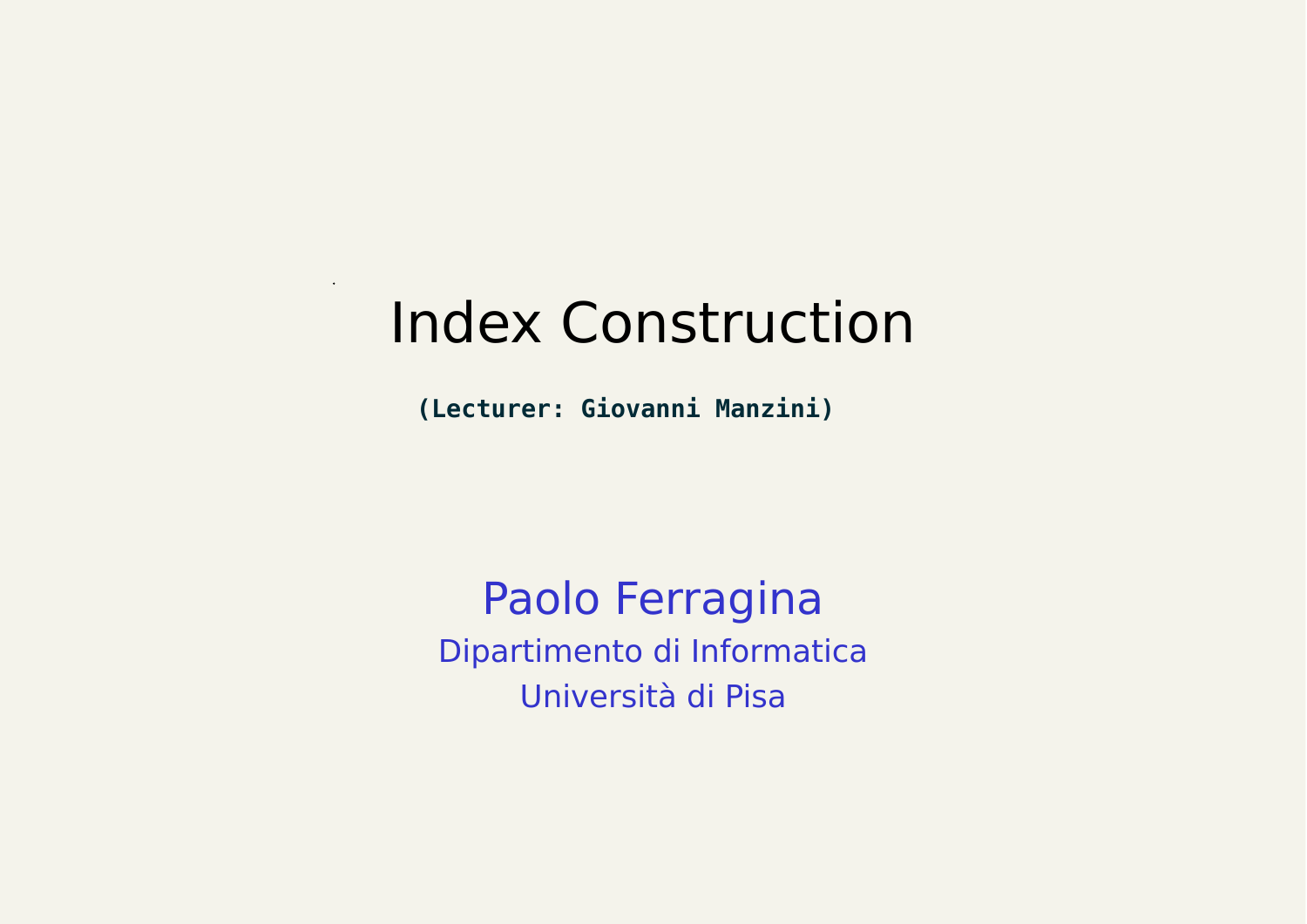# Index Construction

**(Lecturer: Giovanni Manzini)**

Paolo Ferragina

Dipartimento di Informatica

Università di Pisa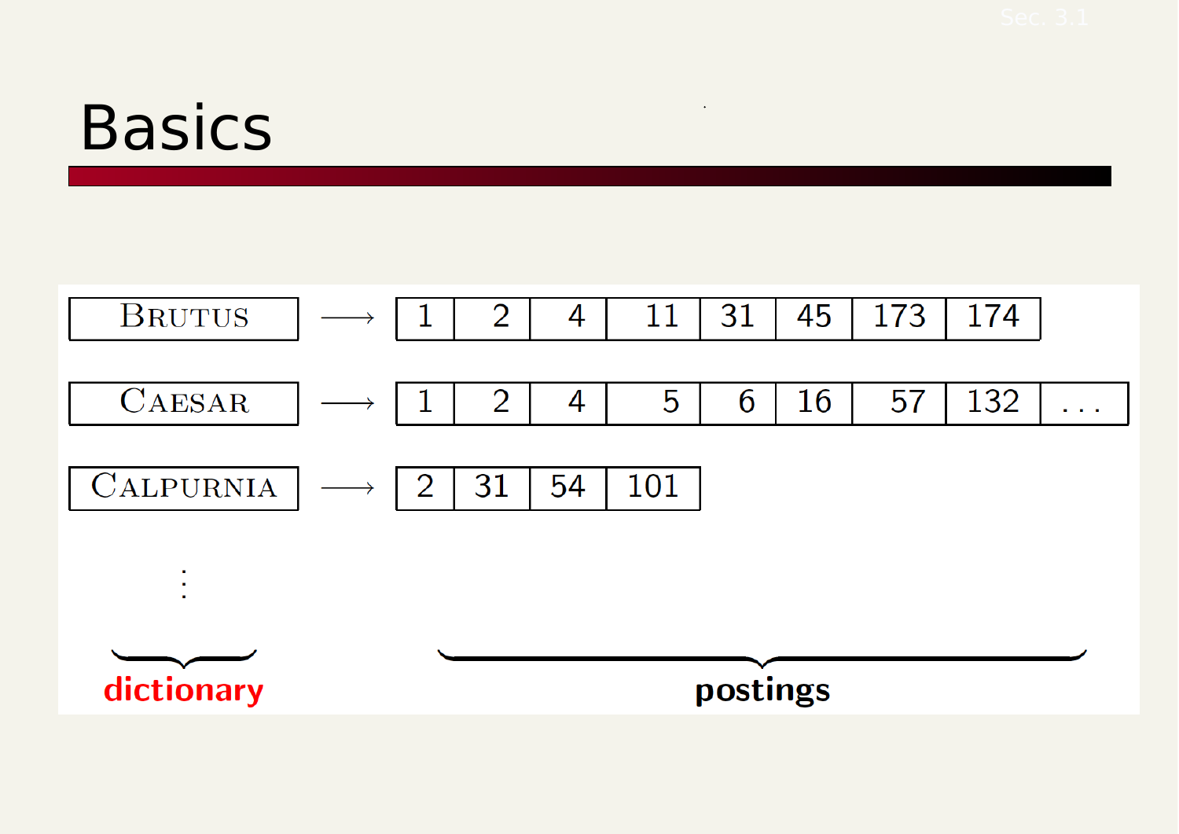# Basics

| Dictionary | | Postings | | | | | | | | |
|---|---|---|---|---|---|---|---|---|---|---|
| BRUTUS | ⟶ | 1 | 2 | 4 | 11 | 31 | 45 | 173 | 174 | |
| CAESAR | ⟶ | 1 | 2 | 4 | 5 | 6 | 16 | 57 | 132 | ... |
| CALPURNIA | ⟶ | 2 | 31 | 54 | 101 | | | | | |
| ⋮ | | | | | | | | | | |

**dictionary** &nbsp;&nbsp;&nbsp;&nbsp;&nbsp;&nbsp;&nbsp;&nbsp; **postings**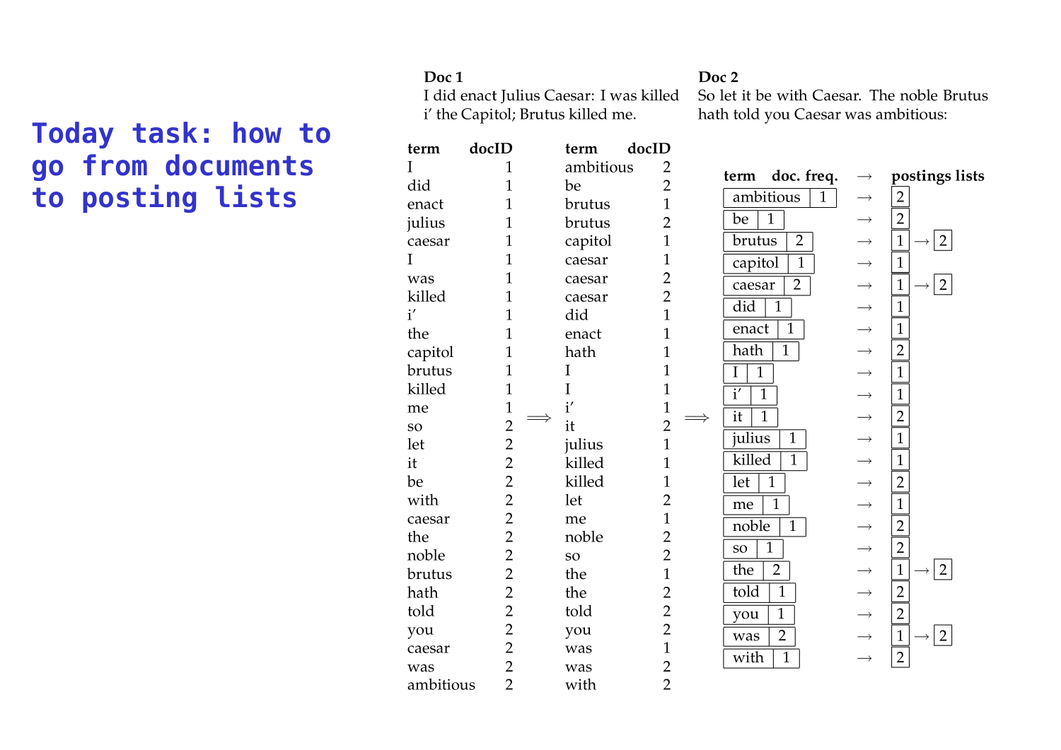# Today task: how to go from documents to posting lists

**Doc 1**
I did enact Julius Caesar: I was killed i' the Capitol; Brutus killed me.

**Doc 2**
So let it be with Caesar. The noble Brutus hath told you Caesar was ambitious:

| term | docID |
|---|---|
| I | 1 |
| did | 1 |
| enact | 1 |
| julius | 1 |
| caesar | 1 |
| I | 1 |
| was | 1 |
| killed | 1 |
| i' | 1 |
| the | 1 |
| capitol | 1 |
| brutus | 1 |
| killed | 1 |
| me | 1 |
| so | 2 |
| let | 2 |
| it | 2 |
| be | 2 |
| with | 2 |
| caesar | 2 |
| the | 2 |
| noble | 2 |
| brutus | 2 |
| hath | 2 |
| told | 2 |
| you | 2 |
| caesar | 2 |
| was | 2 |
| ambitious | 2 |

⟹

| term | docID |
|---|---|
| ambitious | 2 |
| be | 2 |
| brutus | 1 |
| brutus | 2 |
| capitol | 1 |
| caesar | 1 |
| caesar | 2 |
| caesar | 2 |
| did | 1 |
| enact | 1 |
| hath | 1 |
| I | 1 |
| I | 1 |
| i' | 1 |
| it | 2 |
| julius | 1 |
| killed | 1 |
| killed | 1 |
| let | 2 |
| me | 1 |
| noble | 2 |
| so | 2 |
| the | 1 |
| the | 2 |
| told | 2 |
| you | 2 |
| was | 1 |
| was | 2 |
| with | 2 |

⟹

| term | doc. freq. | → | postings lists |
|---|---|---|---|
| ambitious | 1 | → | 2 |
| be | 1 | → | 2 |
| brutus | 2 | → | 1 → 2 |
| capitol | 1 | → | 1 |
| caesar | 2 | → | 1 → 2 |
| did | 1 | → | 1 |
| enact | 1 | → | 1 |
| hath | 1 | → | 2 |
| I | 1 | → | 1 |
| i' | 1 | → | 1 |
| it | 1 | → | 2 |
| julius | 1 | → | 1 |
| killed | 1 | → | 1 |
| let | 1 | → | 2 |
| me | 1 | → | 1 |
| noble | 1 | → | 2 |
| so | 1 | → | 2 |
| the | 2 | → | 1 → 2 |
| told | 1 | → | 2 |
| you | 1 | → | 2 |
| was | 2 | → | 1 → 2 |
| with | 1 | → | 2 |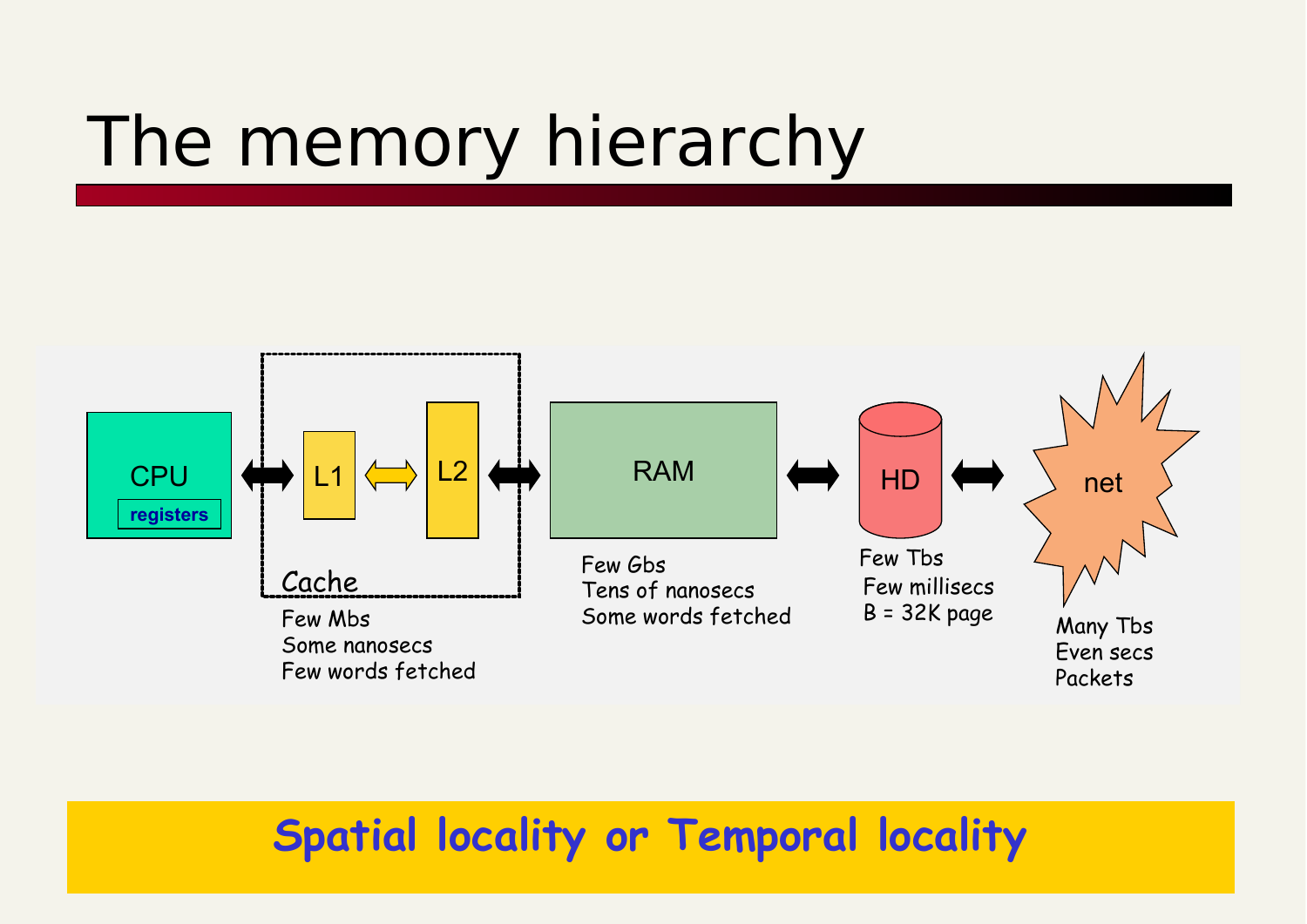# The memory hierarchy

CPU (registers) ⟷ L1 ⟷ L2 ⟷ RAM ⟷ HD ⟷ net

**Cache** (L1, L2)
Few Mbs
Some nanosecs
Few words fetched

**RAM**
Few Gbs
Tens of nanosecs
Some words fetched

**HD**
Few Tbs
Few millisecs
B = 32K page

**net**
Many Tbs
Even secs
Packets

**Spatial locality or Temporal locality**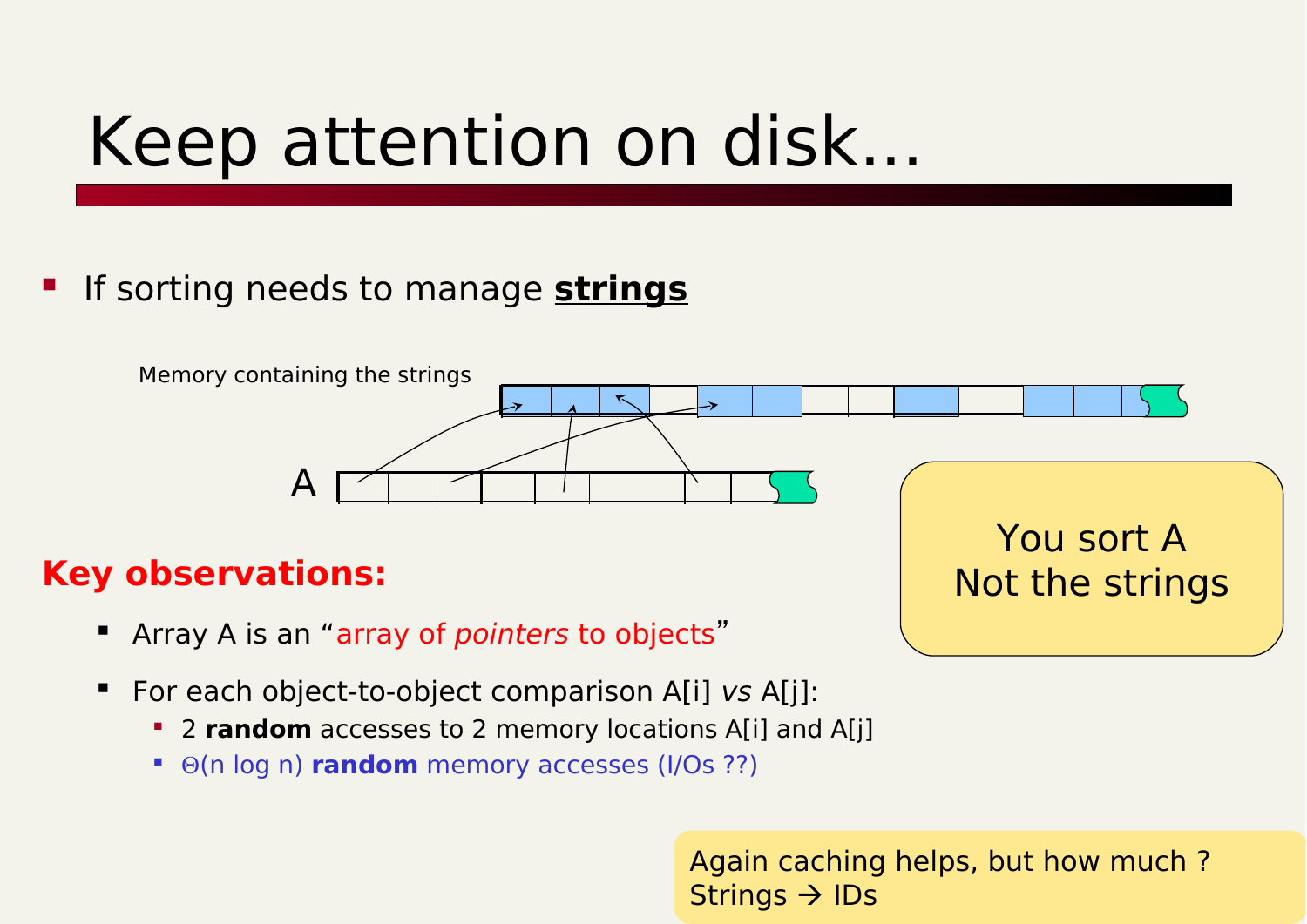# Keep attention on disk...

- If sorting needs to manage **strings**

Memory containing the strings

A

You sort A
Not the strings

**Key observations:**

- Array A is an "array of *pointers* to objects"
- For each object-to-object comparison A[i] *vs* A[j]:
  - 2 **random** accesses to 2 memory locations A[i] and A[j]
  - $\Theta(n \log n)$ **random** memory accesses (I/Os ??)

Again caching helps, but how much ?
Strings → IDs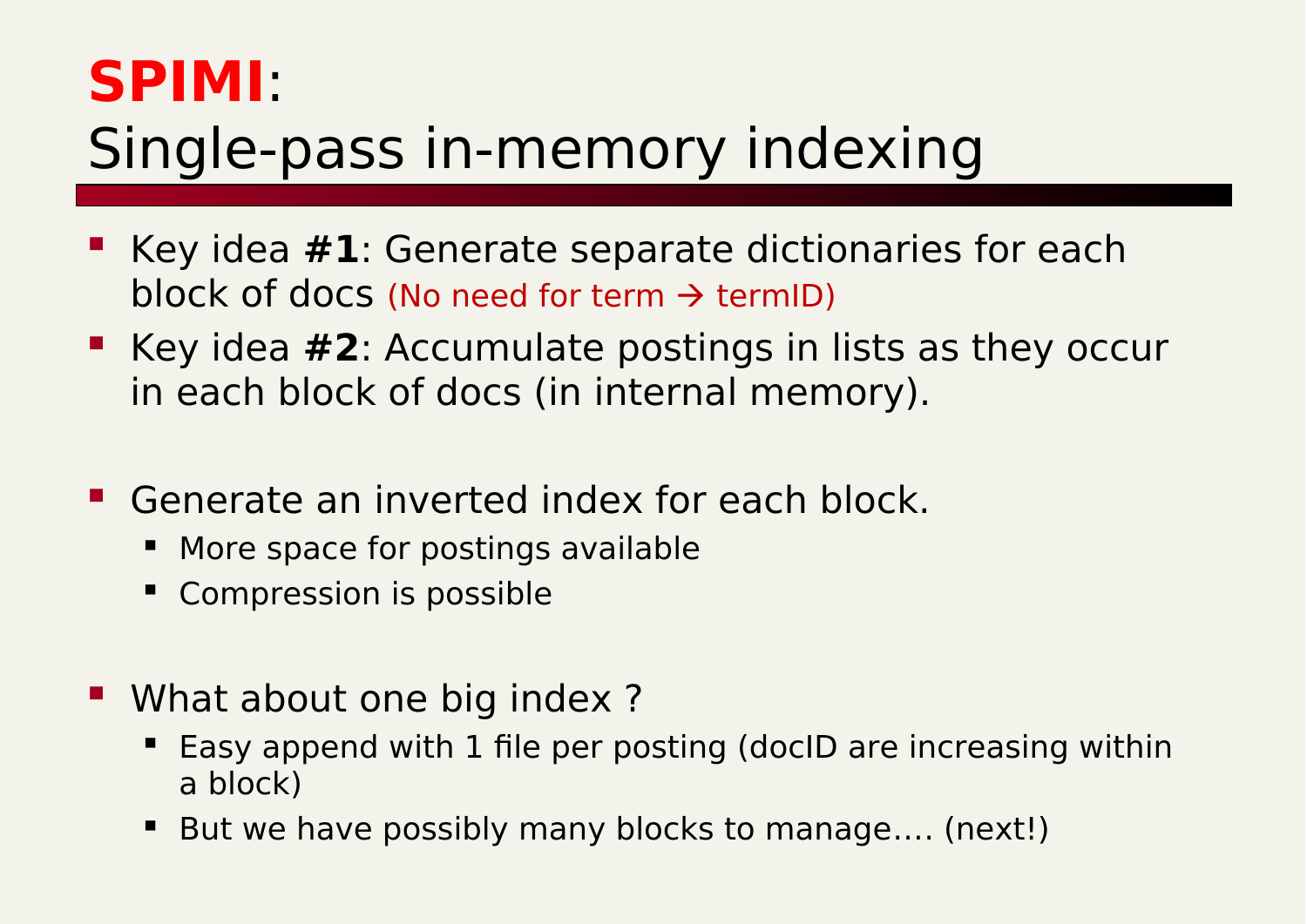# **SPIMI**: Single-pass in-memory indexing

- Key idea **#1**: Generate separate dictionaries for each block of docs (No need for term → termID)
- Key idea **#2**: Accumulate postings in lists as they occur in each block of docs (in internal memory).

- Generate an inverted index for each block.
  - More space for postings available
  - Compression is possible

- What about one big index ?
  - Easy append with 1 file per posting (docID are increasing within a block)
  - But we have possibly many blocks to manage…. (next!)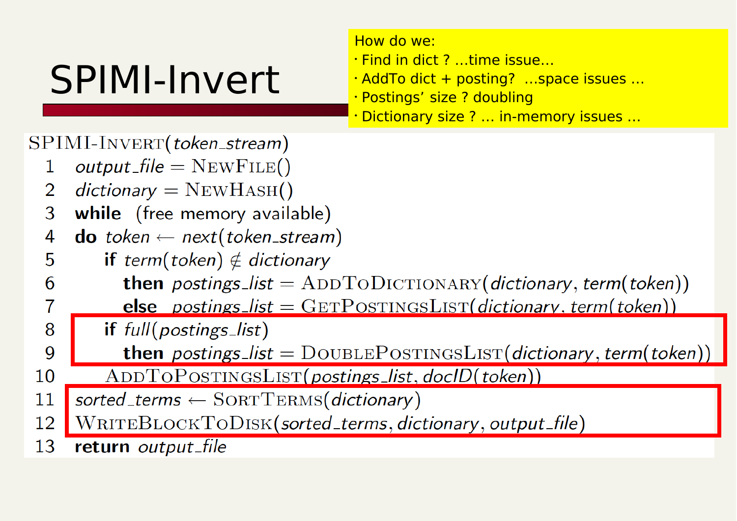# SPIMI-Invert

How do we:

- Find in dict ? ...time issue...
- AddTo dict + posting? ...space issues ...
- Postings' size ? doubling
- Dictionary size ? ... in-memory issues ...

```
SPIMI-Invert(token_stream)
 1  output_file = NewFile()
 2  dictionary = NewHash()
 3  while (free memory available)
 4  do token ← next(token_stream)
 5      if term(token) ∉ dictionary
 6        then postings_list = AddToDictionary(dictionary, term(token))
 7        else postings_list = GetPostingsList(dictionary, term(token))
 8      if full(postings_list)
 9        then postings_list = DoublePostingsList(dictionary, term(token))
10      AddToPostingsList(postings_list, docID(token))
11  sorted_terms ← SortTerms(dictionary)
12  WriteBlockToDisk(sorted_terms, dictionary, output_file)
13  return output_file
```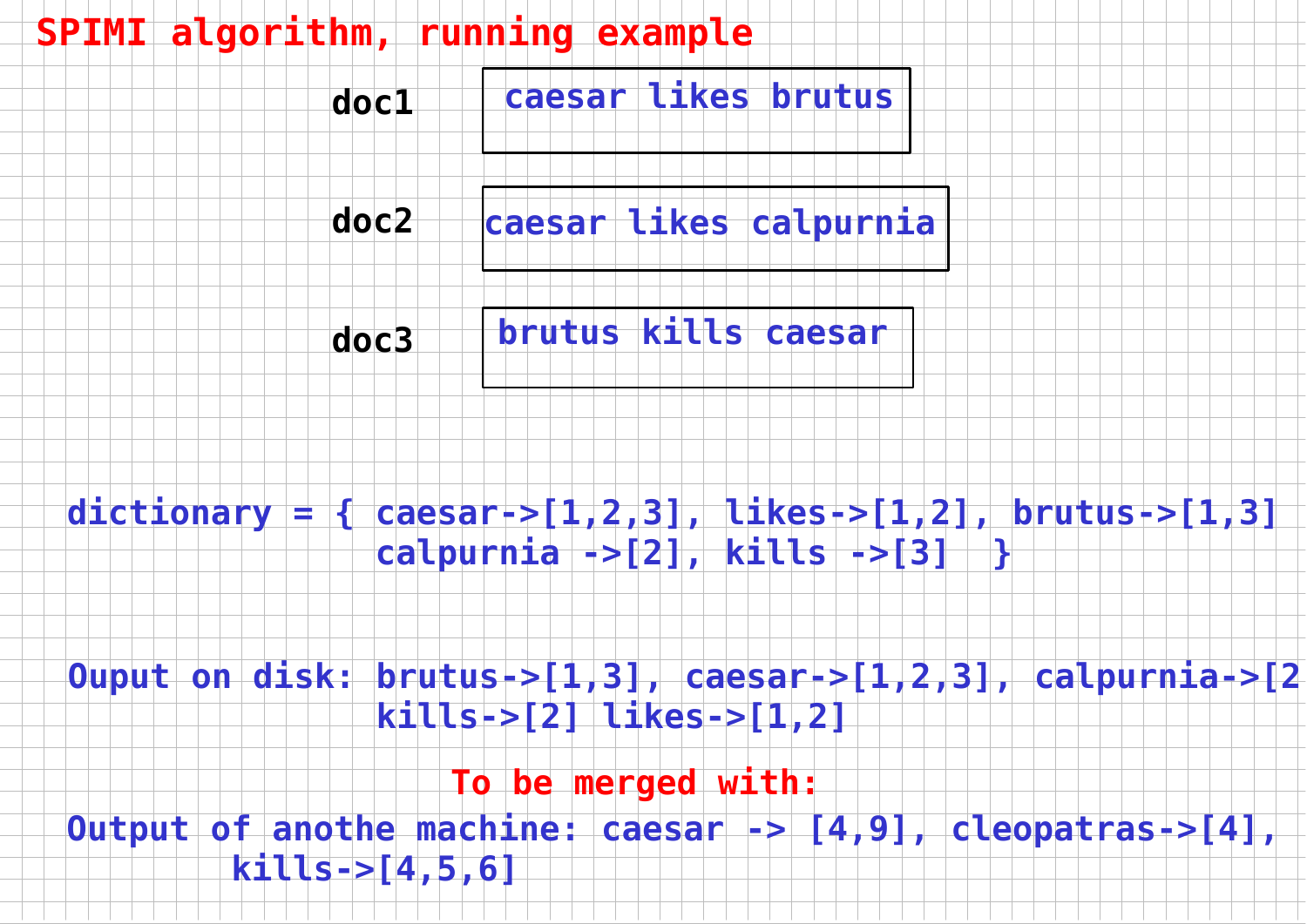# SPIMI algorithm, running example

| | |
|---|---|
| doc1 | caesar likes brutus |
| doc2 | caesar likes calpurnia |
| doc3 | brutus kills caesar |

dictionary = { caesar->[1,2,3], likes->[1,2], brutus->[1,3]
calpurnia ->[2], kills ->[3] }

Ouput on disk: brutus->[1,3], caesar->[1,2,3], calpurnia->[2
kills->[2] likes->[1,2]

**To be merged with:**

Output of anothe machine: caesar -> [4,9], cleopatras->[4],
kills->[4,5,6]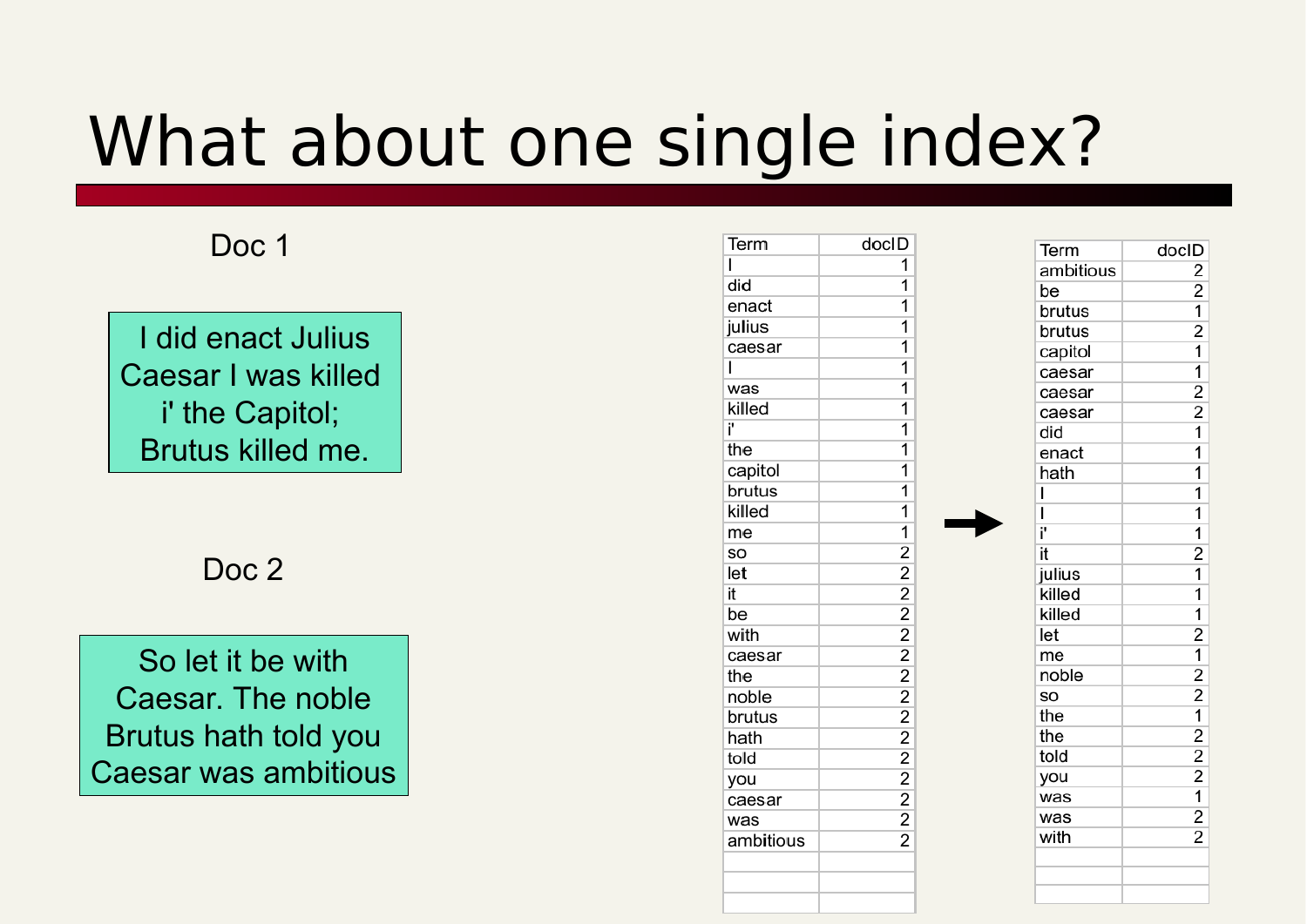# What about one single index?

Doc 1

I did enact Julius Caesar I was killed i' the Capitol; Brutus killed me.

Doc 2

So let it be with Caesar. The noble Brutus hath told you Caesar was ambitious

| Term | docID |
|---|---|
| I | 1 |
| did | 1 |
| enact | 1 |
| julius | 1 |
| caesar | 1 |
| I | 1 |
| was | 1 |
| killed | 1 |
| i' | 1 |
| the | 1 |
| capitol | 1 |
| brutus | 1 |
| killed | 1 |
| me | 1 |
| so | 2 |
| let | 2 |
| it | 2 |
| be | 2 |
| with | 2 |
| caesar | 2 |
| the | 2 |
| noble | 2 |
| brutus | 2 |
| hath | 2 |
| told | 2 |
| you | 2 |
| caesar | 2 |
| was | 2 |
| ambitious | 2 |

→

| Term | docID |
|---|---|
| ambitious | 2 |
| be | 2 |
| brutus | 1 |
| brutus | 2 |
| capitol | 1 |
| caesar | 1 |
| caesar | 2 |
| caesar | 2 |
| did | 1 |
| enact | 1 |
| hath | 1 |
| I | 1 |
| I | 1 |
| i' | 1 |
| it | 2 |
| julius | 1 |
| killed | 1 |
| killed | 1 |
| let | 2 |
| me | 1 |
| noble | 2 |
| so | 2 |
| the | 1 |
| the | 2 |
| told | 2 |
| you | 2 |
| was | 1 |
| was | 2 |
| with | 2 |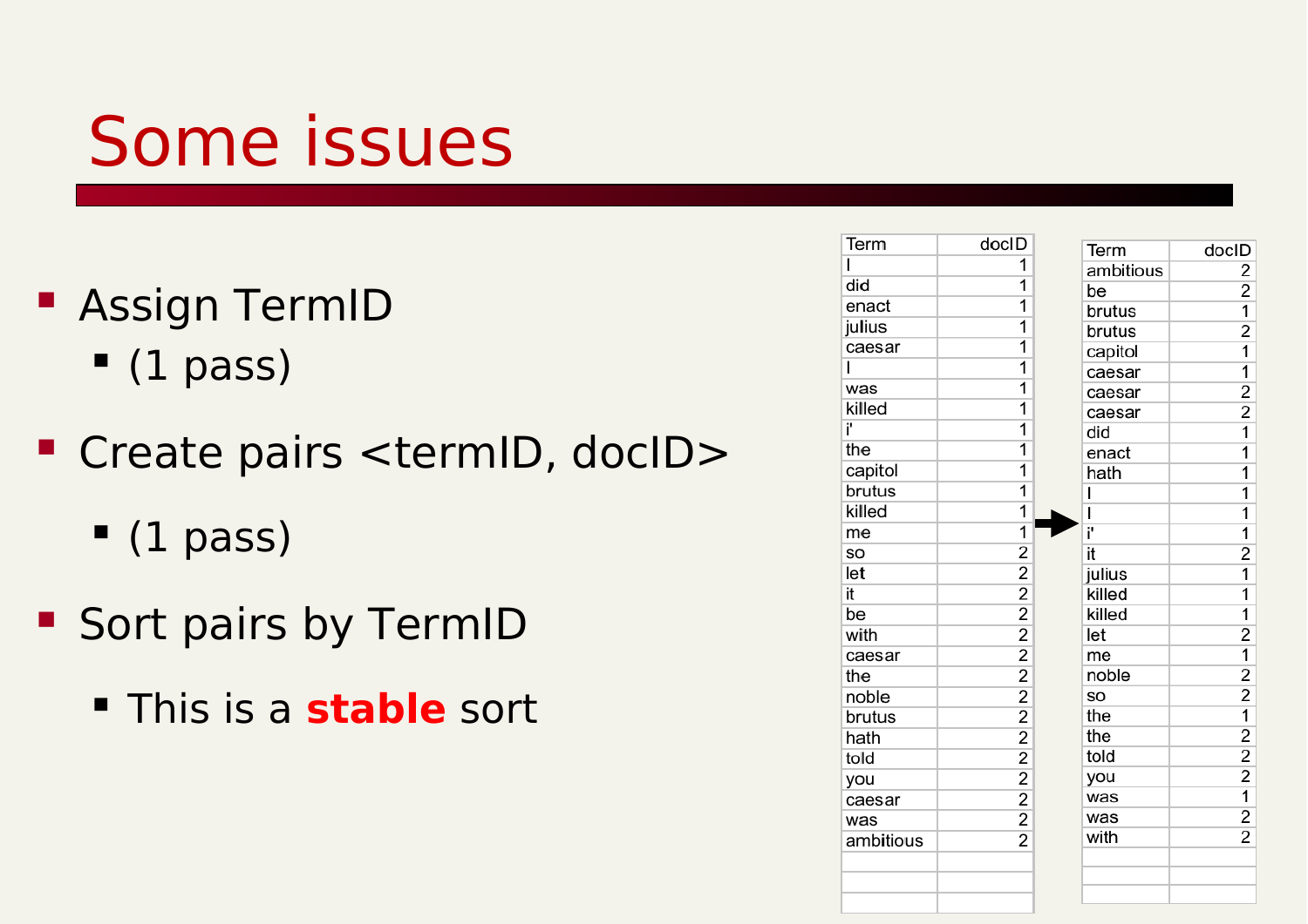# Some issues

- Assign TermID
  - (1 pass)
- Create pairs <termID, docID>
  - (1 pass)
- Sort pairs by TermID
  - This is a **stable** sort

| Term | docID |
|---|---|
| I | 1 |
| did | 1 |
| enact | 1 |
| julius | 1 |
| caesar | 1 |
| I | 1 |
| was | 1 |
| killed | 1 |
| i' | 1 |
| the | 1 |
| capitol | 1 |
| brutus | 1 |
| killed | 1 |
| me | 1 |
| so | 2 |
| let | 2 |
| it | 2 |
| be | 2 |
| with | 2 |
| caesar | 2 |
| the | 2 |
| noble | 2 |
| brutus | 2 |
| hath | 2 |
| told | 2 |
| you | 2 |
| caesar | 2 |
| was | 2 |
| ambitious | 2 |

→

| Term | docID |
|---|---|
| ambitious | 2 |
| be | 2 |
| brutus | 1 |
| brutus | 2 |
| capitol | 1 |
| caesar | 1 |
| caesar | 2 |
| caesar | 2 |
| did | 1 |
| enact | 1 |
| hath | 1 |
| I | 1 |
| I | 1 |
| i' | 1 |
| it | 2 |
| julius | 1 |
| killed | 1 |
| killed | 1 |
| let | 2 |
| me | 1 |
| noble | 2 |
| so | 2 |
| the | 1 |
| the | 2 |
| told | 2 |
| you | 2 |
| was | 1 |
| was | 2 |
| with | 2 |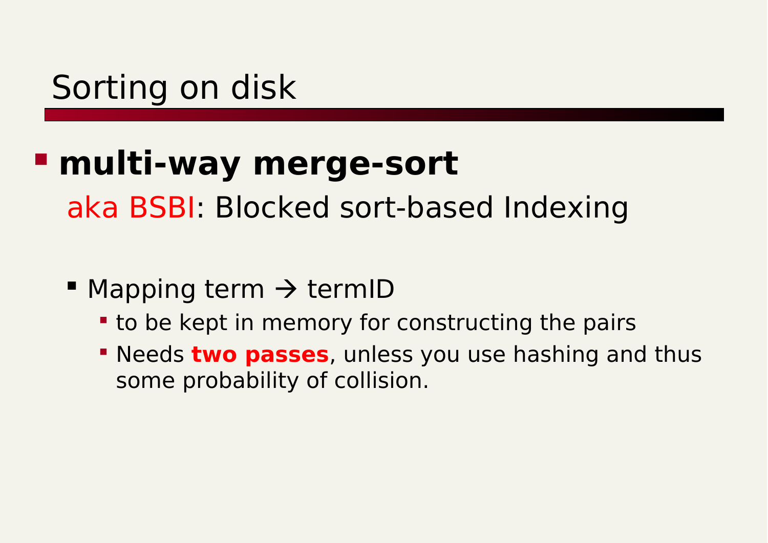# Sorting on disk

- **multi-way merge-sort**

  aka BSBI: Blocked sort-based Indexing

  - Mapping term → termID
    - to be kept in memory for constructing the pairs
    - Needs **two passes**, unless you use hashing and thus some probability of collision.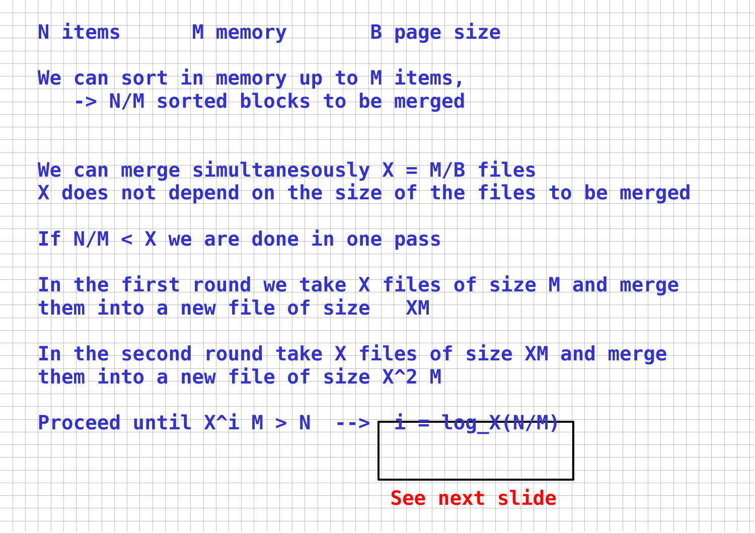$N$ items $\quad$ $M$ memory $\quad$ $B$ page size

We can sort in memory up to $M$ items,

-> $N/M$ sorted blocks to be merged

We can merge simultanesously $X = M/B$ files

$X$ does not depend on the size of the files to be merged

If $N/M < X$ we are done in one pass

In the first round we take $X$ files of size $M$ and merge them into a new file of size $XM$

In the second round take $X$ files of size $XM$ and merge them into a new file of size $X^2 M$

Proceed until $X^i M > N$ --> $i = \log_X(N/M)$

See next slide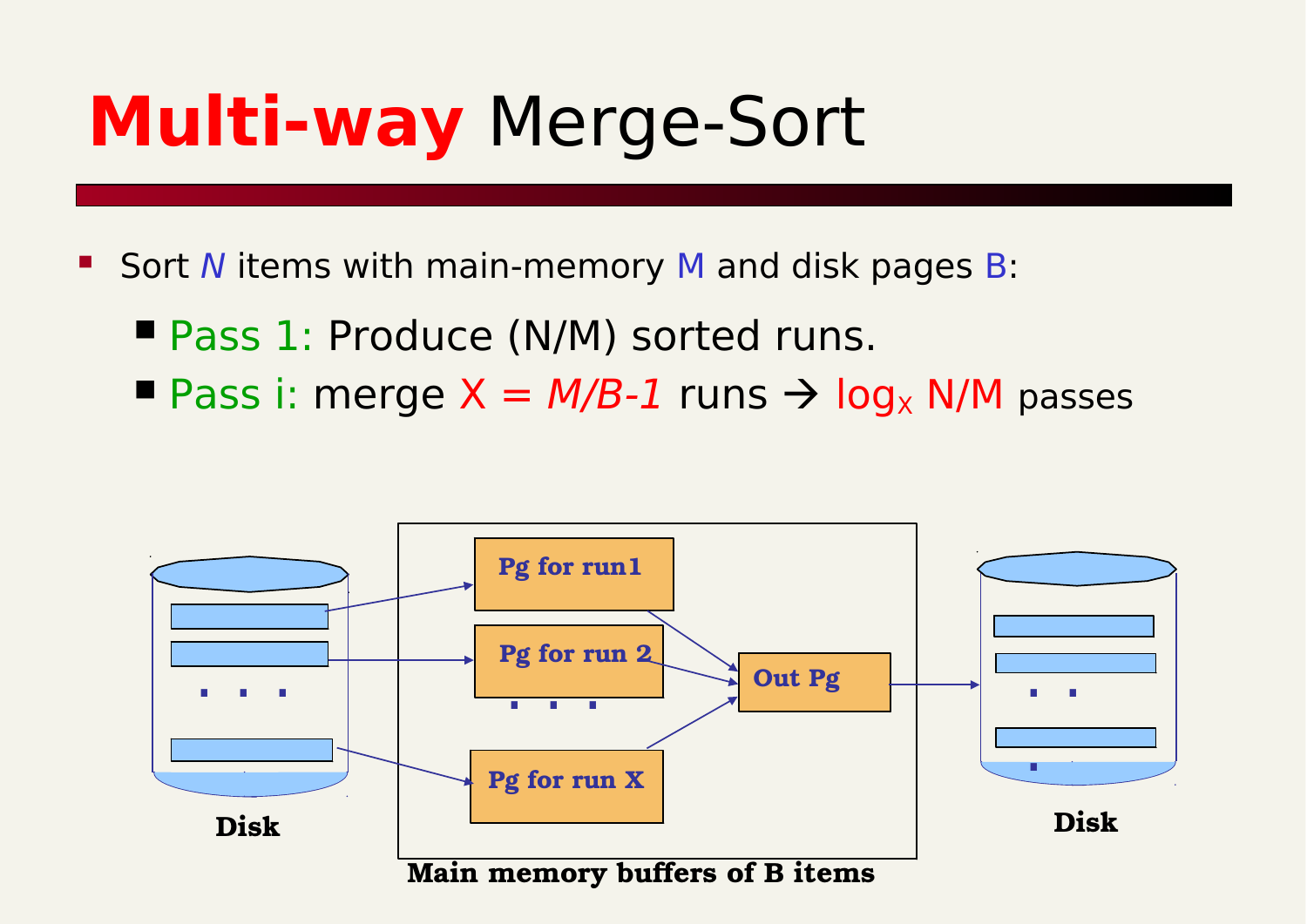# **Multi-way** Merge-Sort

- Sort $N$ items with main-memory M and disk pages B:
  - Pass 1: Produce (N/M) sorted runs.
  - Pass i: merge $X = M/B-1$ runs → $\log_X N/M$ passes

Disk

Pg for run1

Pg for run 2

. . .

Pg for run X

Out Pg

Disk

Main memory buffers of B items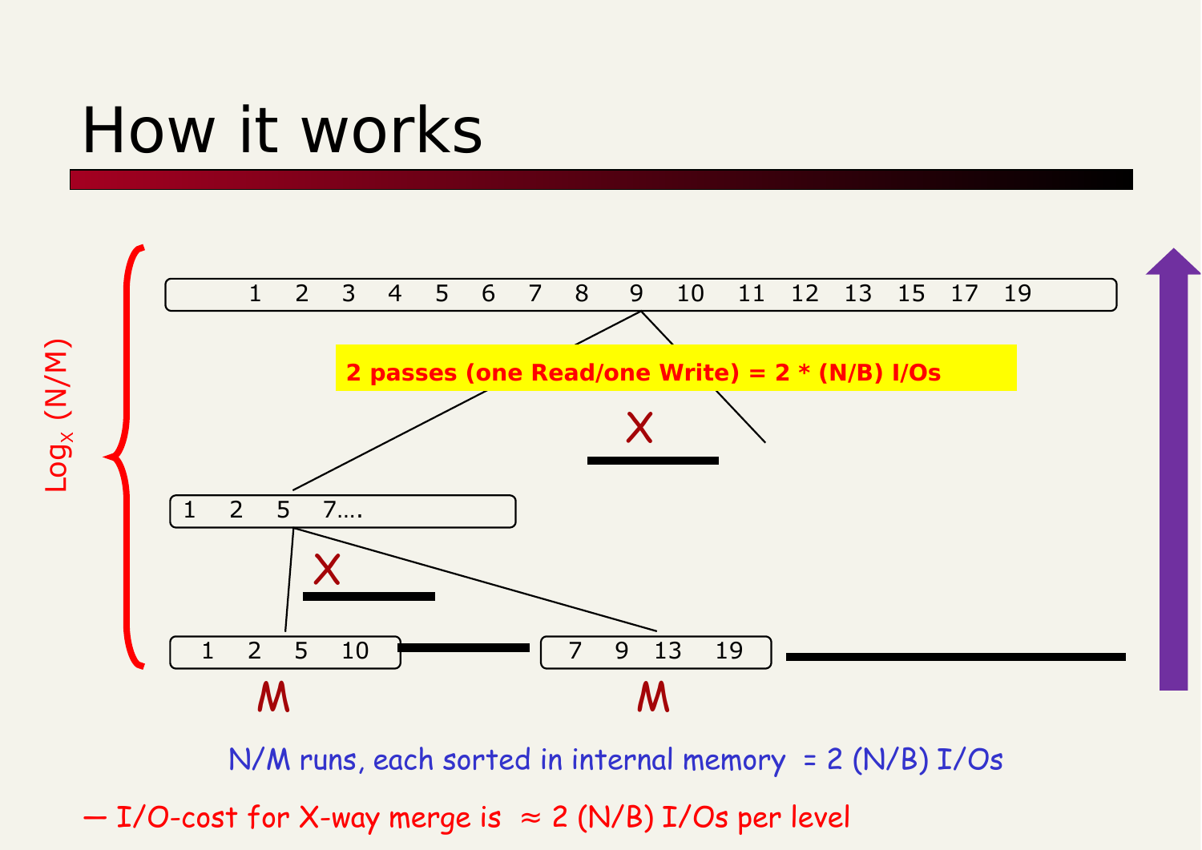# How it works

$\text{Log}_X (N/M)$

1 2 3 4 5 6 7 8 9 10 11 12 13 15 17 19

**2 passes (one Read/one Write) = 2 * (N/B) I/Os**

X

1 2 5 7….

X

1 2 5 10 | 7 9 13 19

M M

N/M runs, each sorted in internal memory = 2 (N/B) I/Os

— I/O-cost for X-way merge is ≈ 2 (N/B) I/Os per level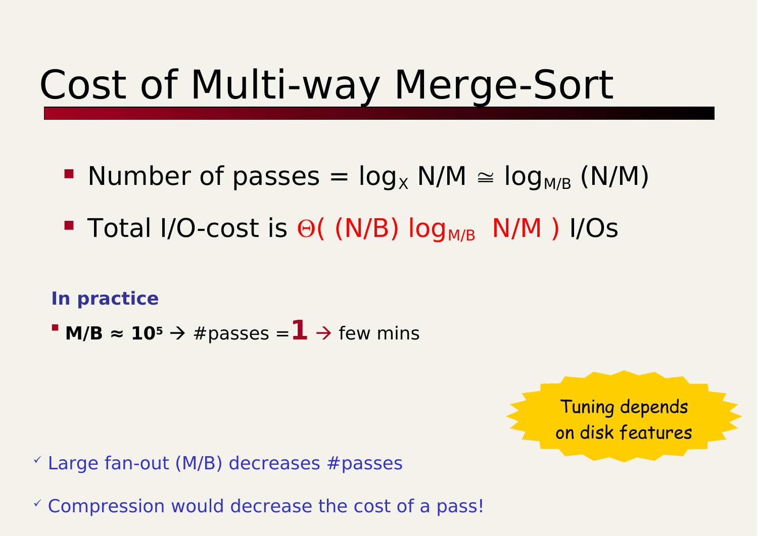# Cost of Multi-way Merge-Sort

- Number of passes = $\log_X N/M \cong \log_{M/B} (N/M)$
- Total I/O-cost is $\Theta( (N/B) \log_{M/B} N/M )$ I/Os

**In practice**

- **M/B ≈ $10^5$** → #passes = **1** → few mins

Tuning depends on disk features

✓ Large fan-out (M/B) decreases #passes

✓ Compression would decrease the cost of a pass!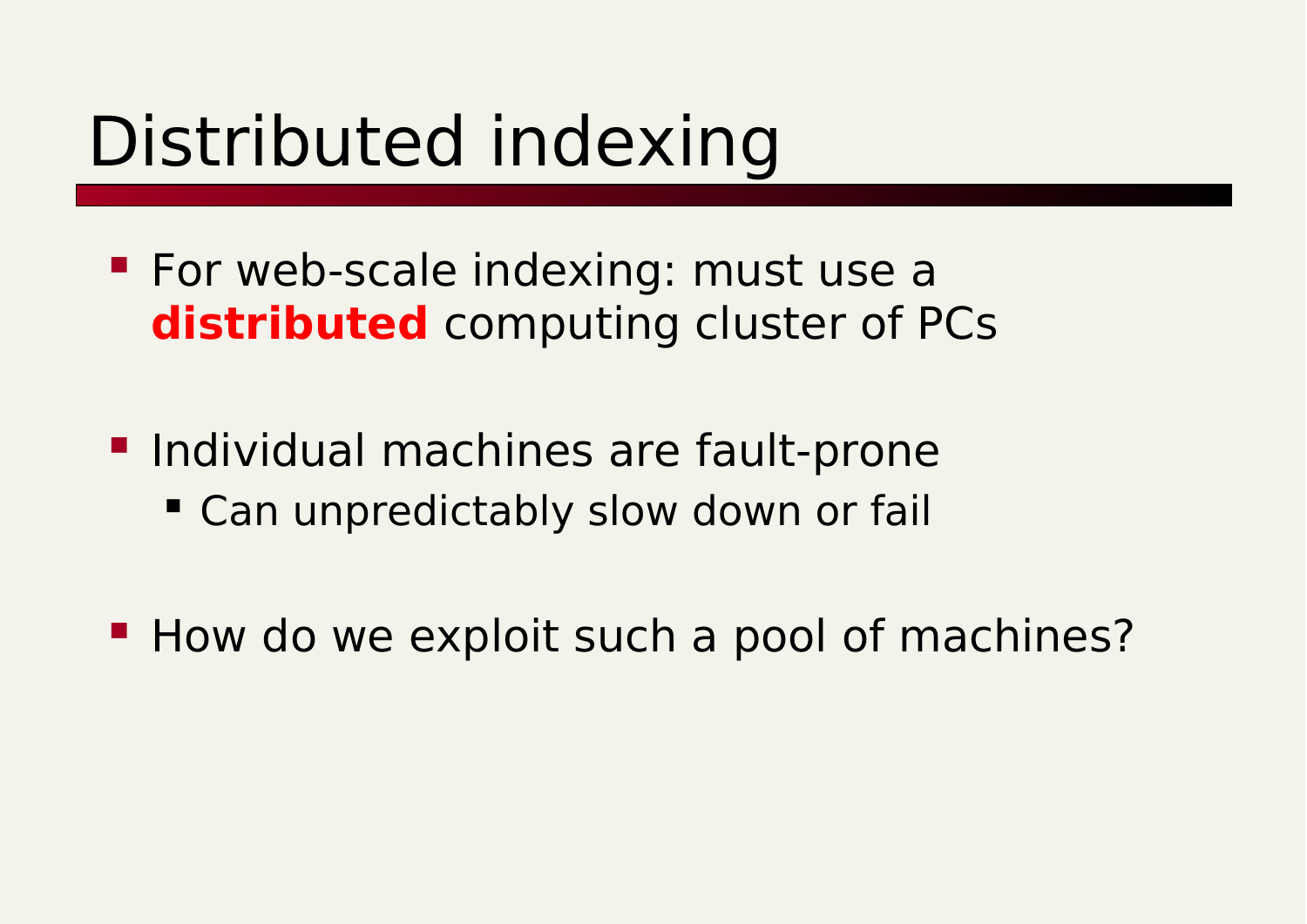# Distributed indexing

- For web-scale indexing: must use a **distributed** computing cluster of PCs
- Individual machines are fault-prone
  - Can unpredictably slow down or fail
- How do we exploit such a pool of machines?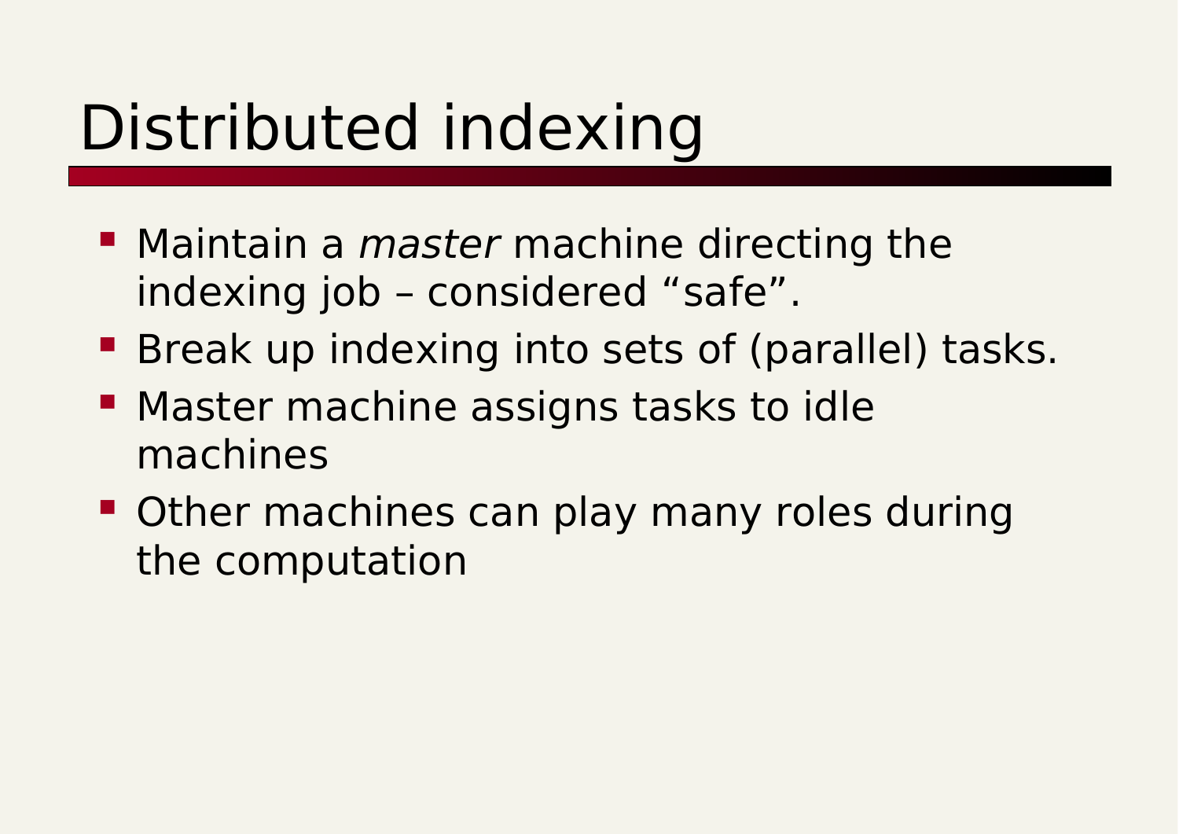# Distributed indexing

- Maintain a *master* machine directing the indexing job – considered "safe".
- Break up indexing into sets of (parallel) tasks.
- Master machine assigns tasks to idle machines
- Other machines can play many roles during the computation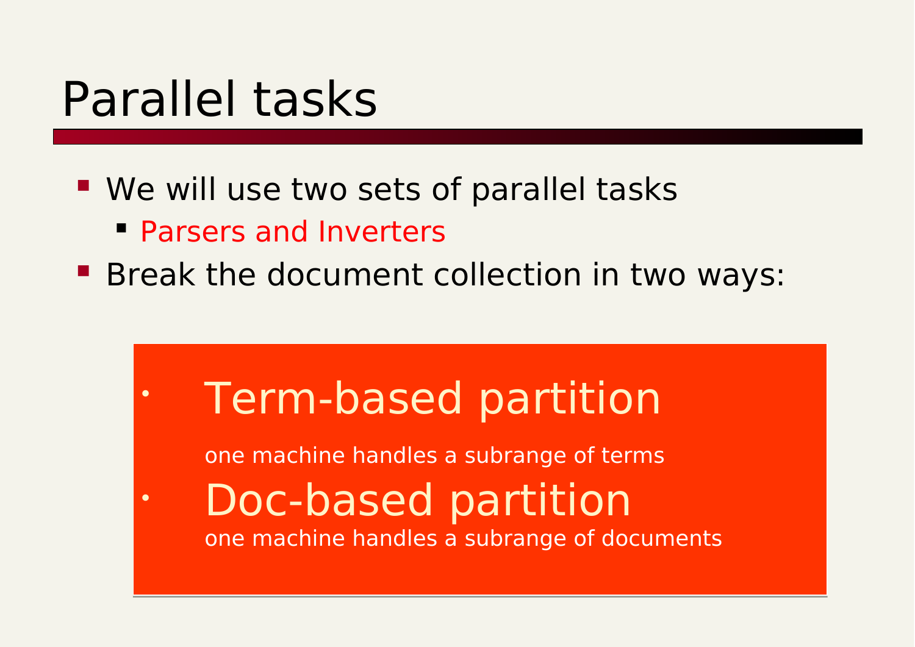# Parallel tasks

- We will use two sets of parallel tasks
  - Parsers and Inverters
- Break the document collection in two ways:

- Term-based partition

  one machine handles a subrange of terms
- Doc-based partition

  one machine handles a subrange of documents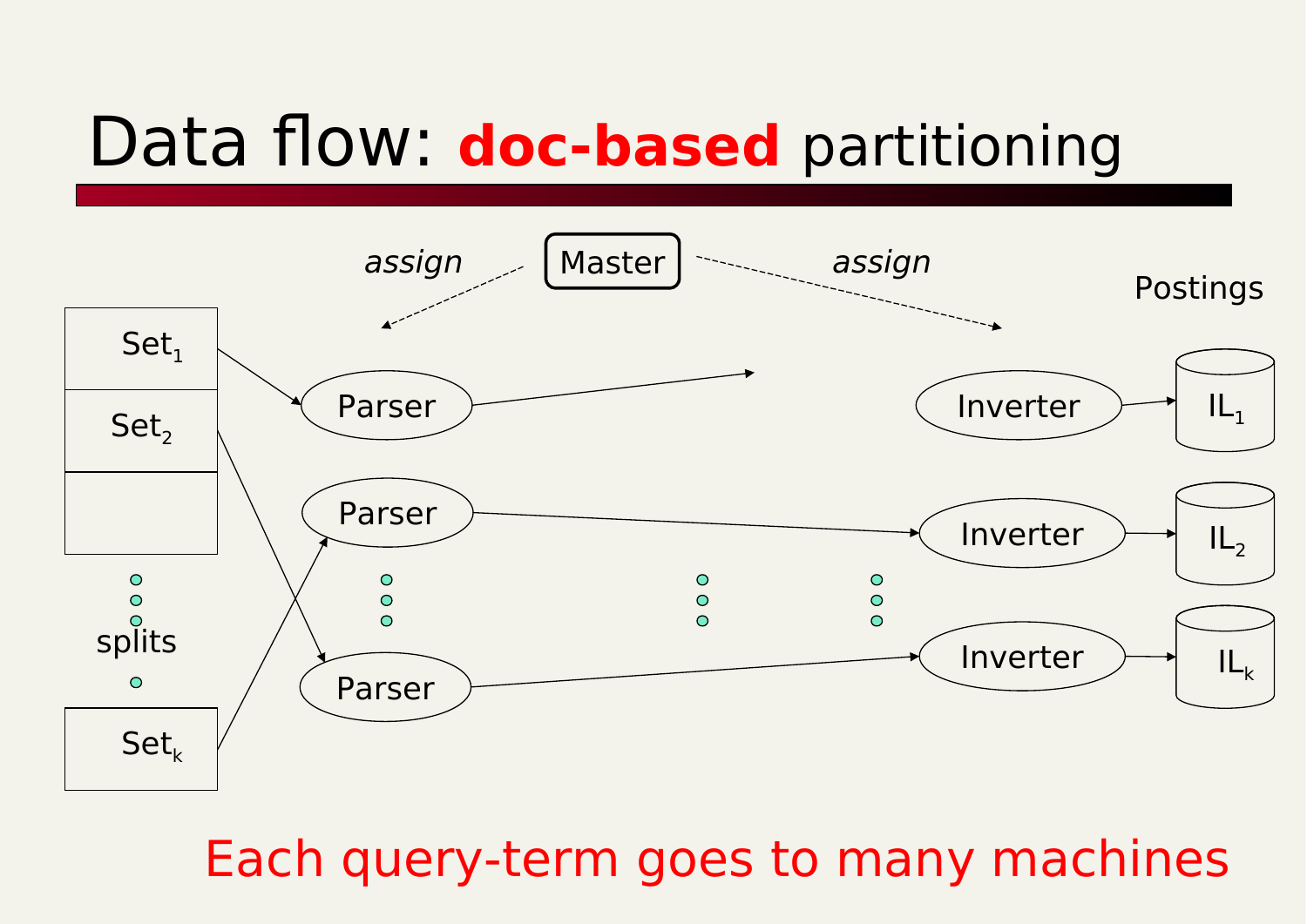# Data flow: **doc-based** partitioning

*assign* — Master — *assign*

Postings

$Set_1$, $Set_2$, …, splits, …, $Set_k$

Parser → Inverter → $IL_1$

Parser → Inverter → $IL_2$

Parser → Inverter → $IL_k$

Each query-term goes to many machines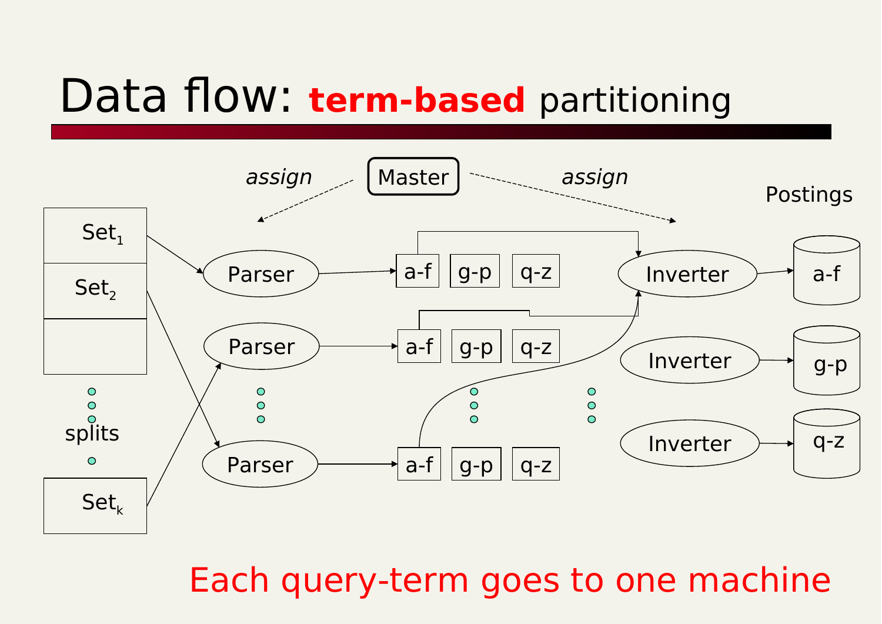# Data flow: **term-based** partitioning

*assign* Master *assign*

Postings

Set$_1$

Set$_2$

splits

Set$_k$

Parser

Parser

Parser

a-f g-p q-z

a-f g-p q-z

a-f g-p q-z

Inverter → a-f

Inverter → g-p

Inverter → q-z

Each query-term goes to one machine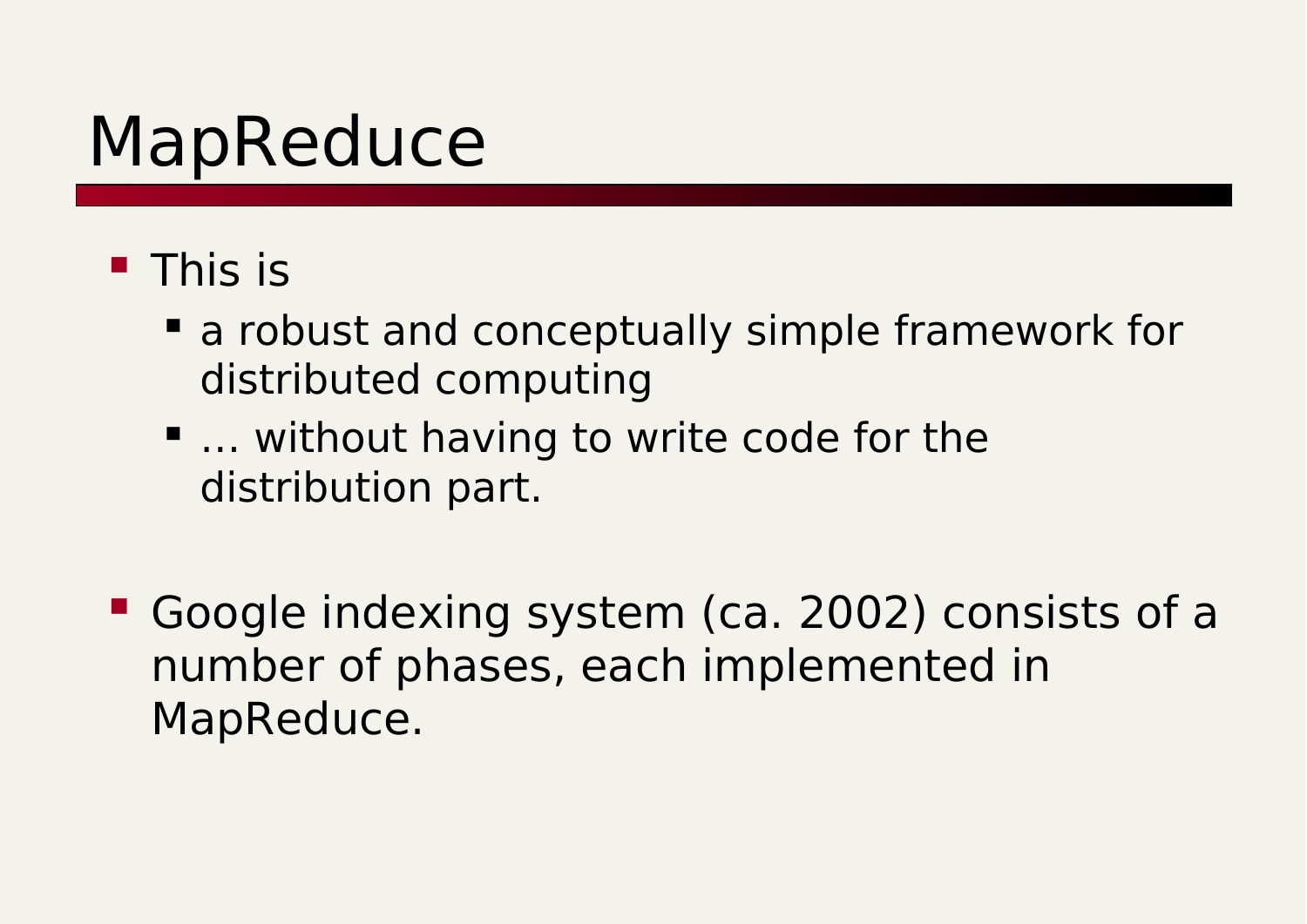# MapReduce

- This is
  - a robust and conceptually simple framework for distributed computing
  - … without having to write code for the distribution part.

- Google indexing system (ca. 2002) consists of a number of phases, each implemented in MapReduce.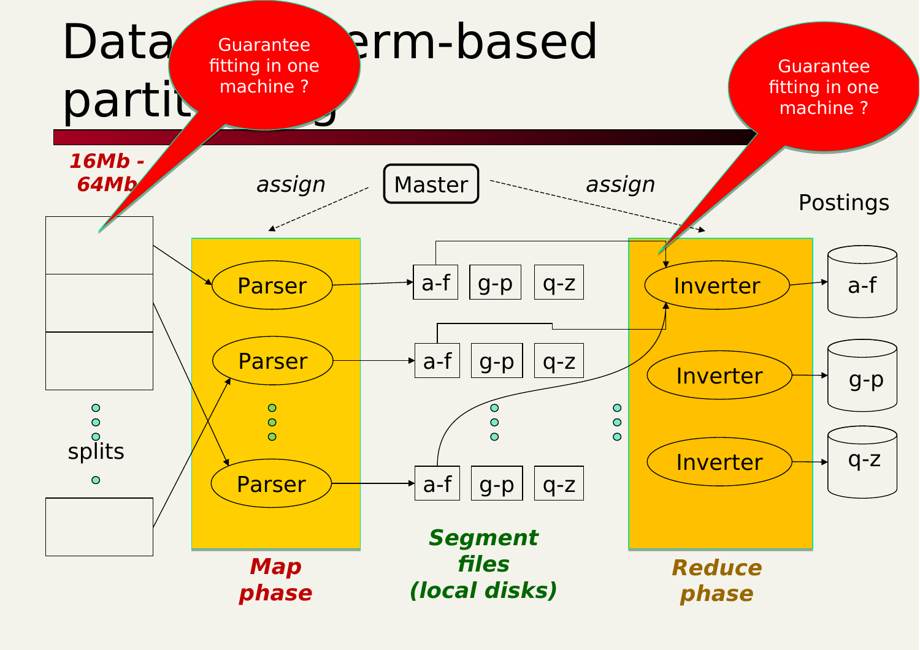# Data flow: term-based partitioning

Guarantee fitting in one machine ?

Guarantee fitting in one machine ?

*16Mb - 64Mb*

Master

*assign*

*assign*

Postings

splits

Parser

Parser

Parser

a-f g-p q-z

a-f g-p q-z

a-f g-p q-z

Inverter a-f

Inverter g-p

Inverter q-z

***Map phase***

***Segment files (local disks)***

***Reduce phase***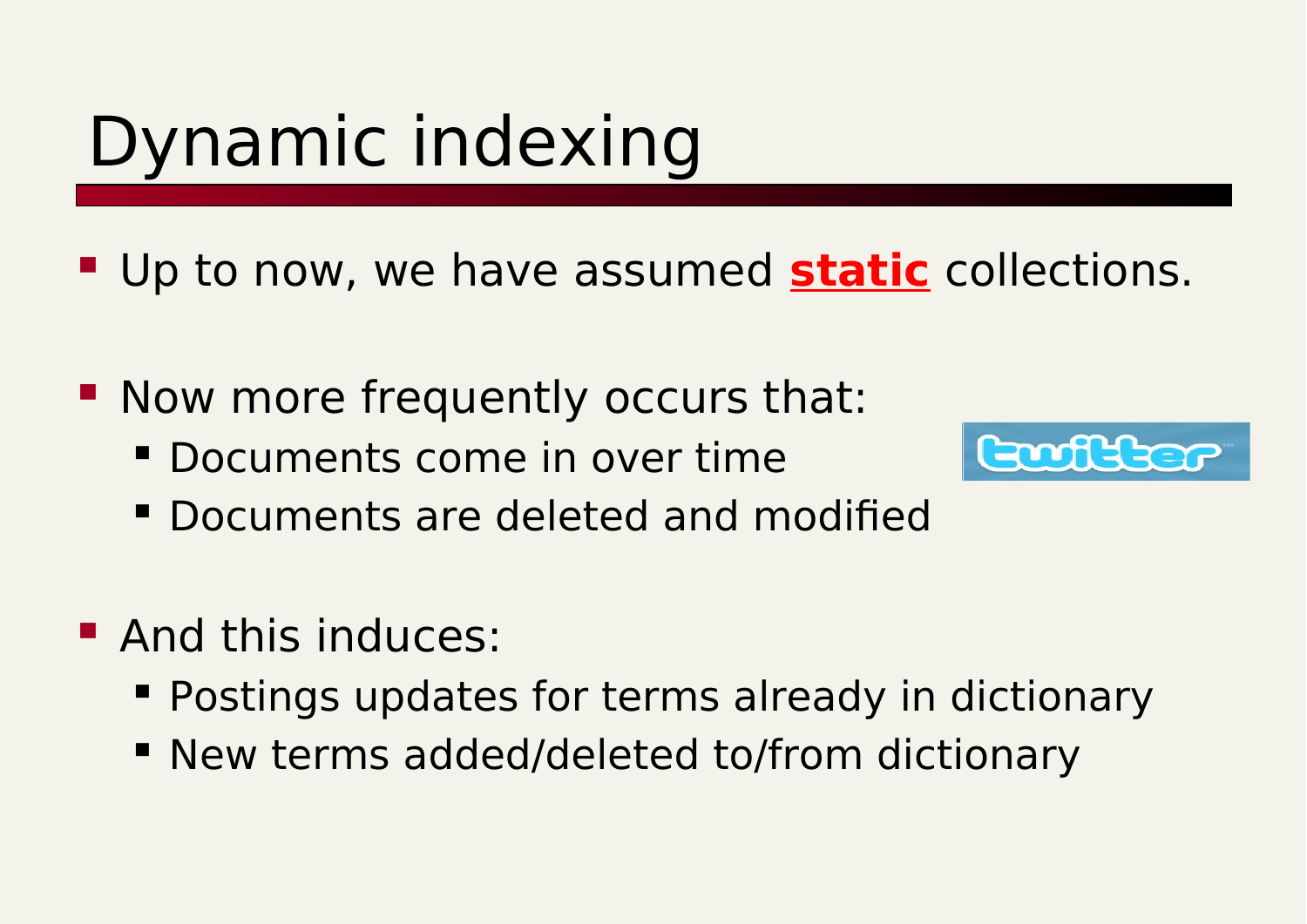# Dynamic indexing

- Up to now, we have assumed **static** collections.
- Now more frequently occurs that:
  - Documents come in over time
  - Documents are deleted and modified
- And this induces:
  - Postings updates for terms already in dictionary
  - New terms added/deleted to/from dictionary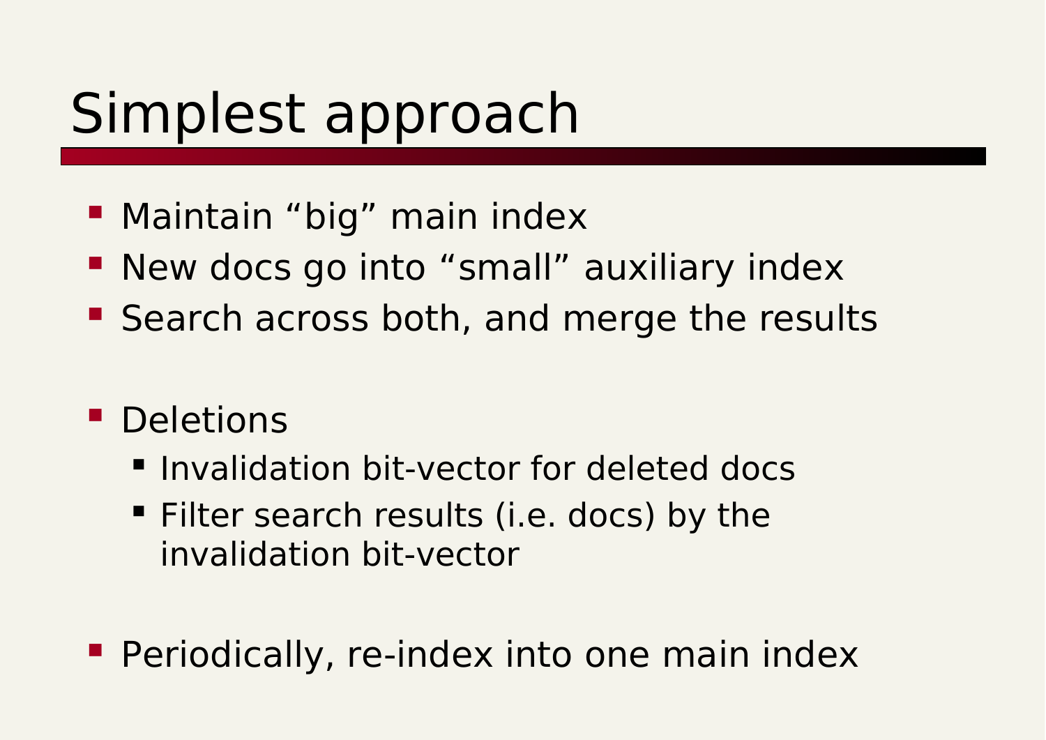# Simplest approach

- Maintain “big” main index
- New docs go into “small” auxiliary index
- Search across both, and merge the results

- Deletions
  - Invalidation bit-vector for deleted docs
  - Filter search results (i.e. docs) by the invalidation bit-vector

- Periodically, re-index into one main index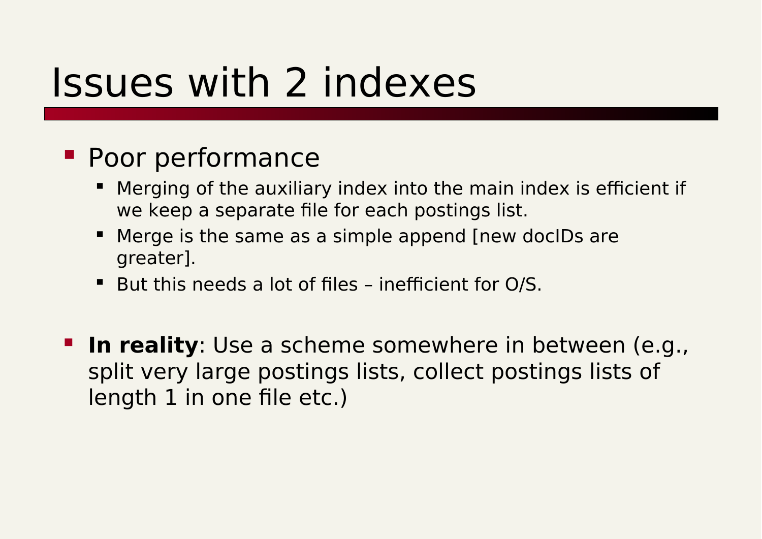# Issues with 2 indexes

- Poor performance
  - Merging of the auxiliary index into the main index is efficient if we keep a separate file for each postings list.
  - Merge is the same as a simple append [new docIDs are greater].
  - But this needs a lot of files – inefficient for O/S.
- **In reality**: Use a scheme somewhere in between (e.g., split very large postings lists, collect postings lists of length 1 in one file etc.)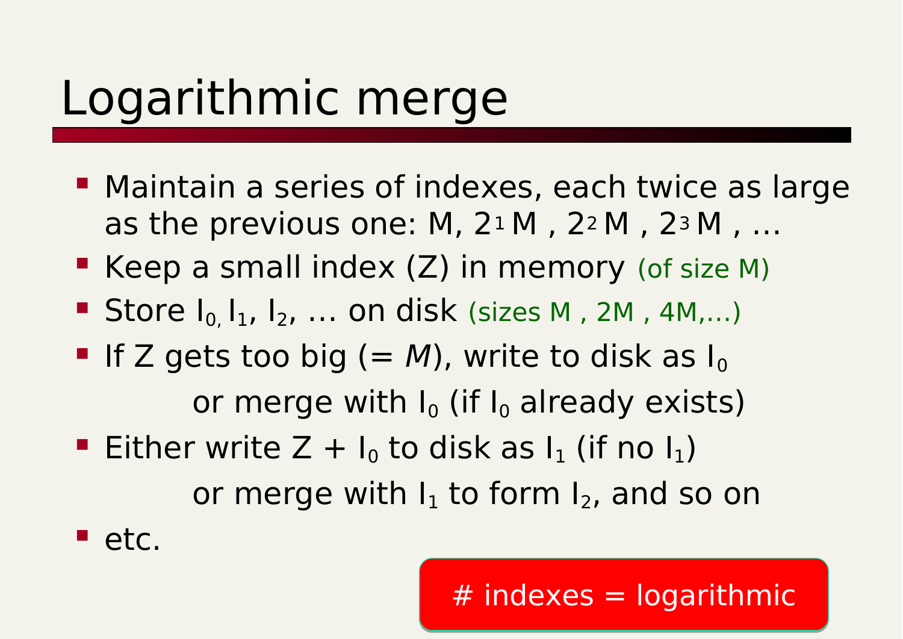# Logarithmic merge

- Maintain a series of indexes, each twice as large as the previous one: M, $2^1$ M , $2^2$ M , $2^3$ M , …
- Keep a small index (Z) in memory (of size M)
- Store $I_0$, $I_1$, $I_2$, … on disk (sizes M , 2M , 4M,…)
- If Z gets too big (= *M*), write to disk as $I_0$

  or merge with $I_0$ (if $I_0$ already exists)
- Either write Z + $I_0$ to disk as $I_1$ (if no $I_1$)

  or merge with $I_1$ to form $I_2$, and so on
- etc.

# indexes = logarithmic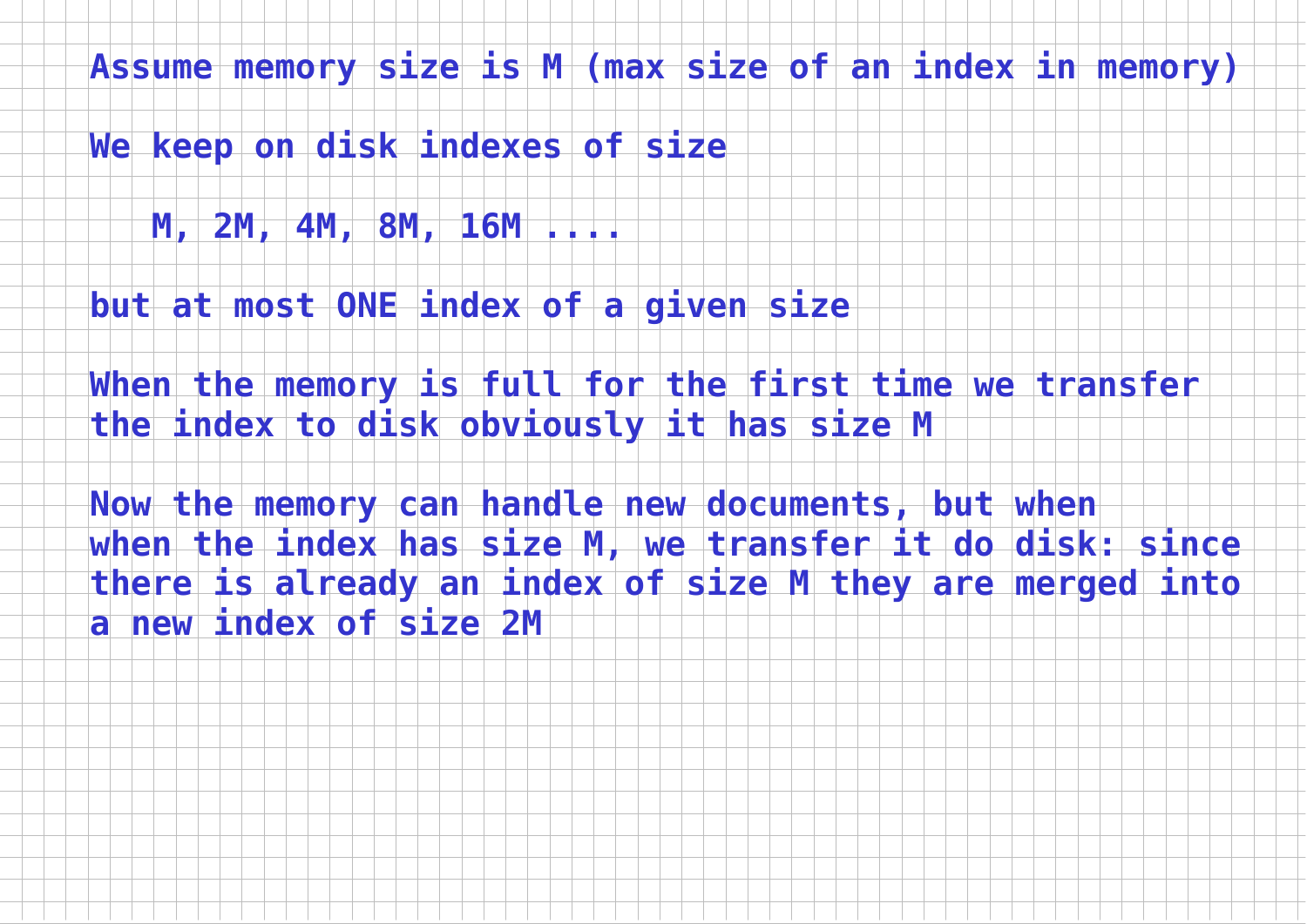Assume memory size is M (max size of an index in memory)

We keep on disk indexes of size

M, 2M, 4M, 8M, 16M ....

but at most ONE index of a given size

When the memory is full for the first time we transfer the index to disk obviously it has size M

Now the memory can handle new documents, but when when the index has size M, we transfer it do disk: since there is already an index of size M they are merged into a new index of size 2M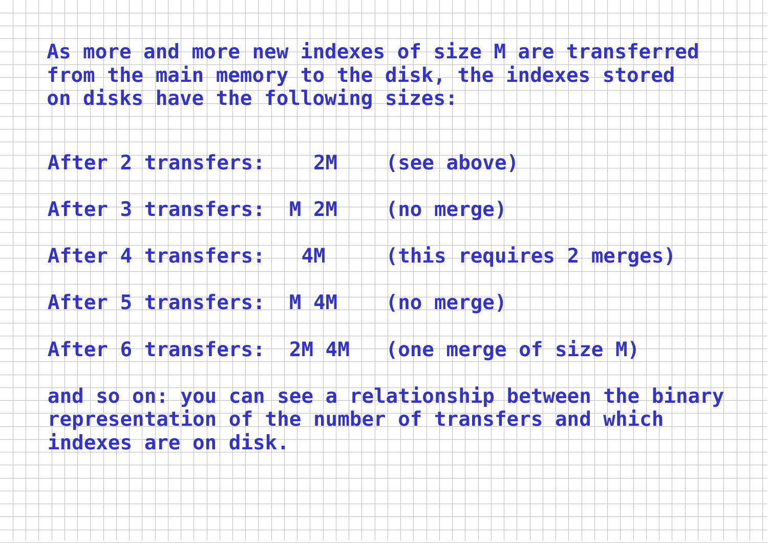As more and more new indexes of size M are transferred from the main memory to the disk, the indexes stored on disks have the following sizes:

| | | |
|---|---|---|
| After 2 transfers: | 2M | (see above) |
| After 3 transfers: | M 2M | (no merge) |
| After 4 transfers: | 4M | (this requires 2 merges) |
| After 5 transfers: | M 4M | (no merge) |
| After 6 transfers: | 2M 4M | (one merge of size M) |

and so on: you can see a relationship between the binary representation of the number of transfers and which indexes are on disk.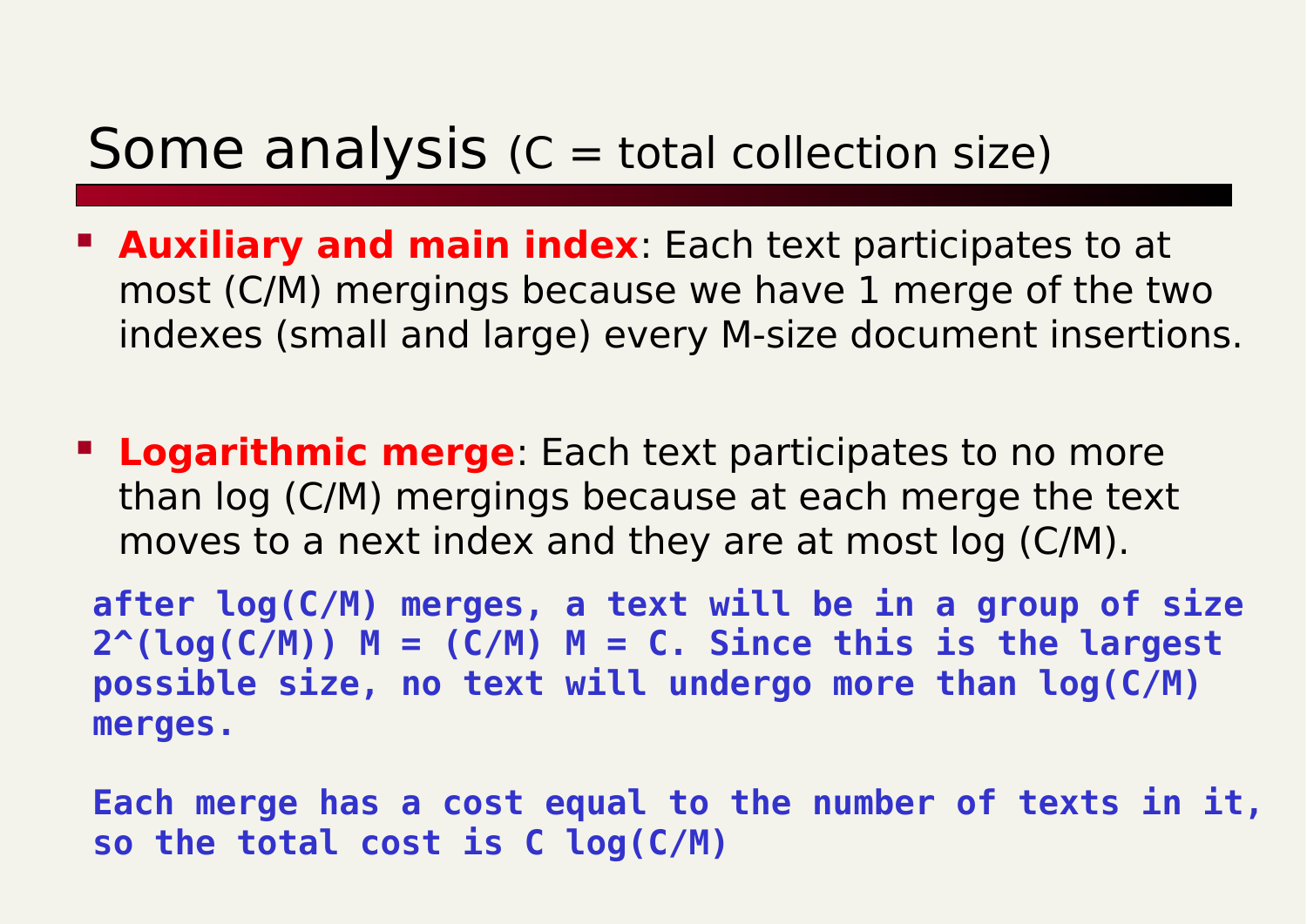# Some analysis (C = total collection size)

- **Auxiliary and main index**: Each text participates to at most (C/M) mergings because we have 1 merge of the two indexes (small and large) every M-size document insertions.

- **Logarithmic merge**: Each text participates to no more than log (C/M) mergings because at each merge the text moves to a next index and they are at most log (C/M).

**after log(C/M) merges, a text will be in a group of size $2^{\log(C/M)} M = (C/M) M = C$. Since this is the largest possible size, no text will undergo more than log(C/M) merges.**

**Each merge has a cost equal to the number of texts in it, so the total cost is C log(C/M)**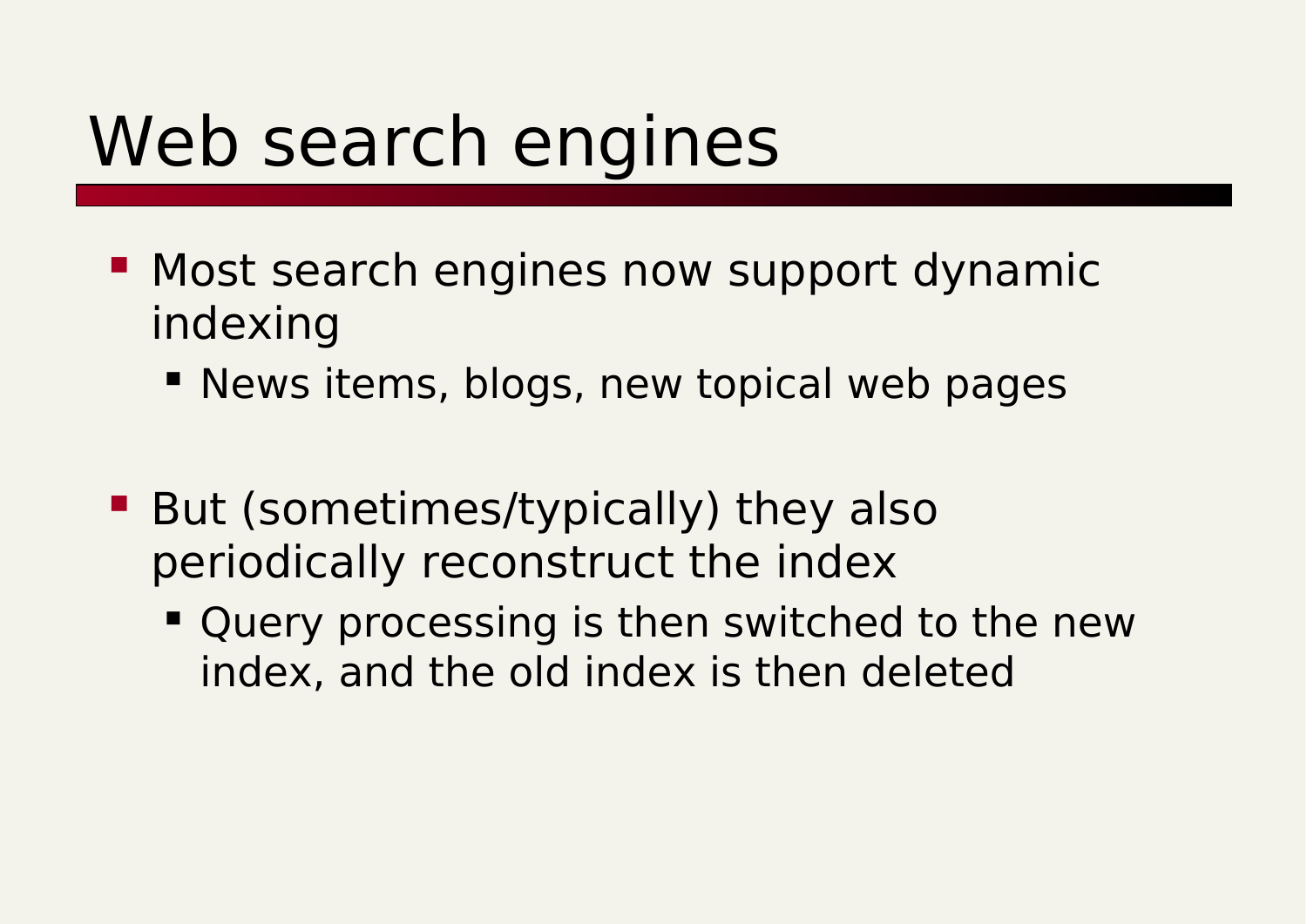# Web search engines

- Most search engines now support dynamic indexing
  - News items, blogs, new topical web pages

- But (sometimes/typically) they also periodically reconstruct the index
  - Query processing is then switched to the new index, and the old index is then deleted